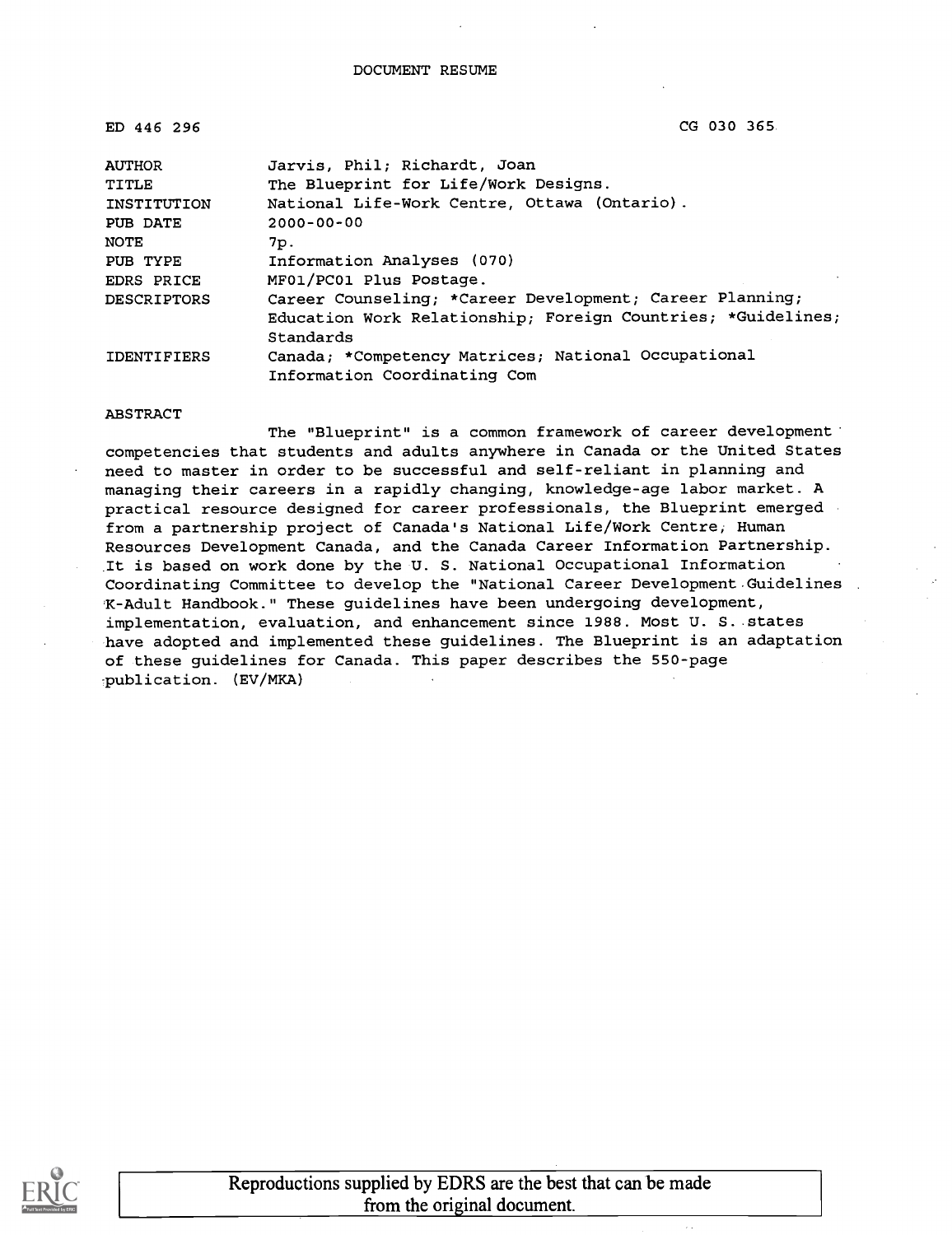# DOCUMENT RESUME

| | |
|---|---|
| ED 446 296 | CG 030 365 |
| AUTHOR | Jarvis, Phil; Richardt, Joan |
| TITLE | The Blueprint for Life/Work Designs. |
| INSTITUTION | National Life-Work Centre, Ottawa (Ontario). |
| PUB DATE | 2000-00-00 |
| NOTE | 7p. |
| PUB TYPE | Information Analyses (070) |
| EDRS PRICE | MF01/PC01 Plus Postage. |
| DESCRIPTORS | Career Counseling; *Career Development; Career Planning; Education Work Relationship; Foreign Countries; *Guidelines; Standards |
| IDENTIFIERS | Canada; *Competency Matrices; National Occupational Information Coordinating Com |

## ABSTRACT

The "Blueprint" is a common framework of career development competencies that students and adults anywhere in Canada or the United States need to master in order to be successful and self-reliant in planning and managing their careers in a rapidly changing, knowledge-age labor market. A practical resource designed for career professionals, the Blueprint emerged from a partnership project of Canada's National Life/Work Centre, Human Resources Development Canada, and the Canada Career Information Partnership. It is based on work done by the U. S. National Occupational Information Coordinating Committee to develop the "National Career Development Guidelines K-Adult Handbook." These guidelines have been undergoing development, implementation, evaluation, and enhancement since 1988. Most U. S. states have adopted and implemented these guidelines. The Blueprint is an adaptation of these guidelines for Canada. This paper describes the 550-page publication. (EV/MKA)

Reproductions supplied by EDRS are the best that can be made from the original document.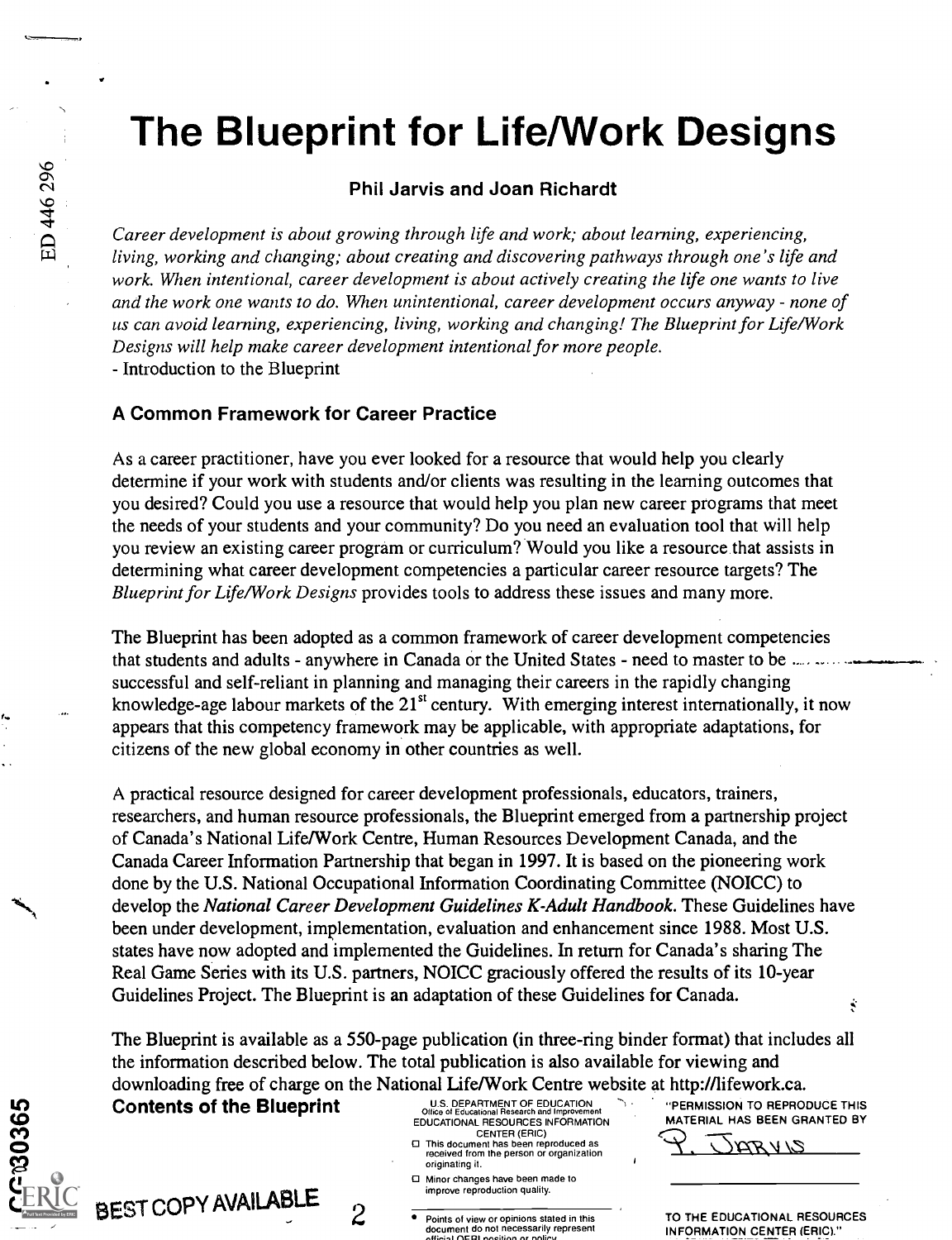# The Blueprint for Life/Work Designs

**Phil Jarvis and Joan Richardt**

*Career development is about growing through life and work; about learning, experiencing, living, working and changing; about creating and discovering pathways through one's life and work. When intentional, career development is about actively creating the life one wants to live and the work one wants to do. When unintentional, career development occurs anyway - none of us can avoid learning, experiencing, living, working and changing! The Blueprint for Life/Work Designs will help make career development intentional for more people.*
- Introduction to the Blueprint

### A Common Framework for Career Practice

As a career practitioner, have you ever looked for a resource that would help you clearly determine if your work with students and/or clients was resulting in the learning outcomes that you desired? Could you use a resource that would help you plan new career programs that meet the needs of your students and your community? Do you need an evaluation tool that will help you review an existing career program or curriculum? Would you like a resource that assists in determining what career development competencies a particular career resource targets? The *Blueprint for Life/Work Designs* provides tools to address these issues and many more.

The Blueprint has been adopted as a common framework of career development competencies that students and adults - anywhere in Canada or the United States - need to master to be successful and self-reliant in planning and managing their careers in the rapidly changing knowledge-age labour markets of the 21st century. With emerging interest internationally, it now appears that this competency framework may be applicable, with appropriate adaptations, for citizens of the new global economy in other countries as well.

A practical resource designed for career development professionals, educators, trainers, researchers, and human resource professionals, the Blueprint emerged from a partnership project of Canada's National Life/Work Centre, Human Resources Development Canada, and the Canada Career Information Partnership that began in 1997. It is based on the pioneering work done by the U.S. National Occupational Information Coordinating Committee (NOICC) to develop the *National Career Development Guidelines K-Adult Handbook.* These Guidelines have been under development, implementation, evaluation and enhancement since 1988. Most U.S. states have now adopted and implemented the Guidelines. In return for Canada's sharing The Real Game Series with its U.S. partners, NOICC graciously offered the results of its 10-year Guidelines Project. The Blueprint is an adaptation of these Guidelines for Canada.

The Blueprint is available as a 550-page publication (in three-ring binder format) that includes all the information described below. The total publication is also available for viewing and downloading free of charge on the National Life/Work Centre website at http://lifework.ca.

### Contents of the Blueprint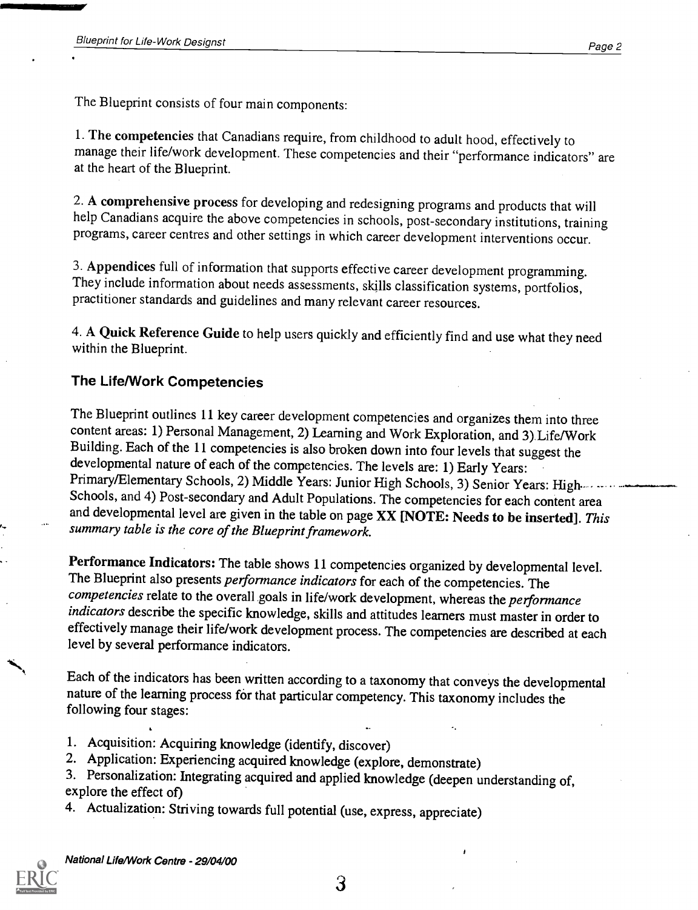The Blueprint consists of four main components:

1. **The competencies** that Canadians require, from childhood to adult hood, effectively to manage their life/work development. These competencies and their "performance indicators" are at the heart of the Blueprint.

2. **A comprehensive process** for developing and redesigning programs and products that will help Canadians acquire the above competencies in schools, post-secondary institutions, training programs, career centres and other settings in which career development interventions occur.

3. **Appendices** full of information that supports effective career development programming. They include information about needs assessments, skills classification systems, portfolios, practitioner standards and guidelines and many relevant career resources.

4. A **Quick Reference Guide** to help users quickly and efficiently find and use what they need within the Blueprint.

### The Life/Work Competencies

The Blueprint outlines 11 key career development competencies and organizes them into three content areas: 1) Personal Management, 2) Learning and Work Exploration, and 3) Life/Work Building. Each of the 11 competencies is also broken down into four levels that suggest the developmental nature of each of the competencies. The levels are: 1) Early Years: Primary/Elementary Schools, 2) Middle Years: Junior High Schools, 3) Senior Years: High Schools, and 4) Post-secondary and Adult Populations. The competencies for each content area and developmental level are given in the table on page **XX [NOTE: Needs to be inserted]**. *This summary table is the core of the Blueprint framework.*

**Performance Indicators:** The table shows 11 competencies organized by developmental level. The Blueprint also presents *performance indicators* for each of the competencies. The *competencies* relate to the overall goals in life/work development, whereas the *performance indicators* describe the specific knowledge, skills and attitudes learners must master in order to effectively manage their life/work development process. The competencies are described at each level by several performance indicators.

Each of the indicators has been written according to a taxonomy that conveys the developmental nature of the learning process for that particular competency. This taxonomy includes the following four stages:

1. Acquisition: Acquiring knowledge (identify, discover)
2. Application: Experiencing acquired knowledge (explore, demonstrate)
3. Personalization: Integrating acquired and applied knowledge (deepen understanding of, explore the effect of)
4. Actualization: Striving towards full potential (use, express, appreciate)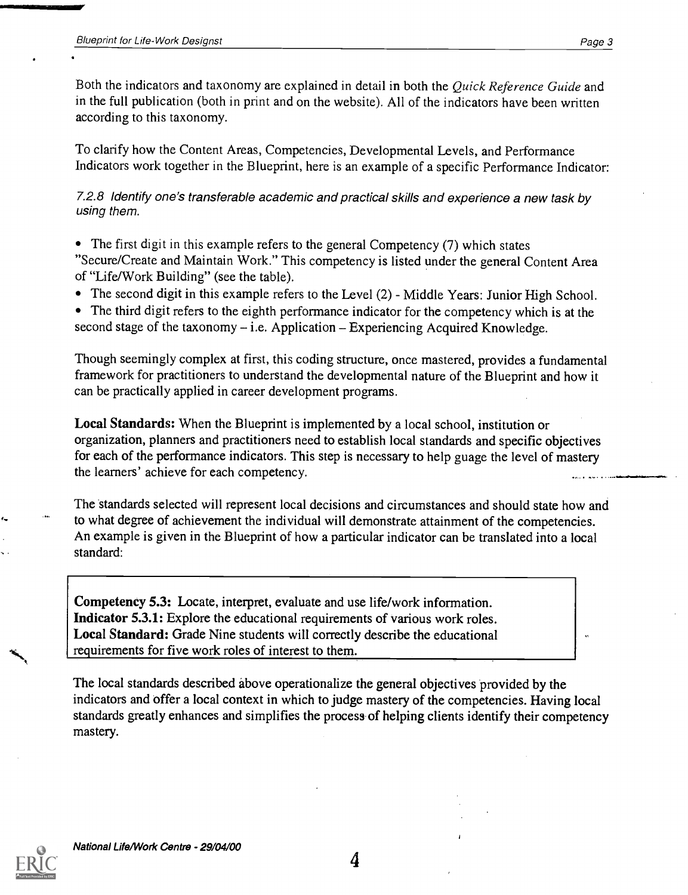Both the indicators and taxonomy are explained in detail in both the *Quick Reference Guide* and in the full publication (both in print and on the website). All of the indicators have been written according to this taxonomy.

To clarify how the Content Areas, Competencies, Developmental Levels, and Performance Indicators work together in the Blueprint, here is an example of a specific Performance Indicator:

*7.2.8 Identify one's transferable academic and practical skills and experience a new task by using them.*

- The first digit in this example refers to the general Competency (7) which states "Secure/Create and Maintain Work." This competency is listed under the general Content Area of "Life/Work Building" (see the table).
- The second digit in this example refers to the Level (2) - Middle Years: Junior High School.
- The third digit refers to the eighth performance indicator for the competency which is at the second stage of the taxonomy – i.e. Application – Experiencing Acquired Knowledge.

Though seemingly complex at first, this coding structure, once mastered, provides a fundamental framework for practitioners to understand the developmental nature of the Blueprint and how it can be practically applied in career development programs.

**Local Standards:** When the Blueprint is implemented by a local school, institution or organization, planners and practitioners need to establish local standards and specific objectives for each of the performance indicators. This step is necessary to help guage the level of mastery the learners' achieve for each competency.

The standards selected will represent local decisions and circumstances and should state how and to what degree of achievement the individual will demonstrate attainment of the competencies. An example is given in the Blueprint of how a particular indicator can be translated into a local standard:

> **Competency 5.3:** Locate, interpret, evaluate and use life/work information.
> **Indicator 5.3.1:** Explore the educational requirements of various work roles.
> **Local Standard:** Grade Nine students will correctly describe the educational requirements for five work roles of interest to them.

The local standards described above operationalize the general objectives provided by the indicators and offer a local context in which to judge mastery of the competencies. Having local standards greatly enhances and simplifies the process of helping clients identify their competency mastery.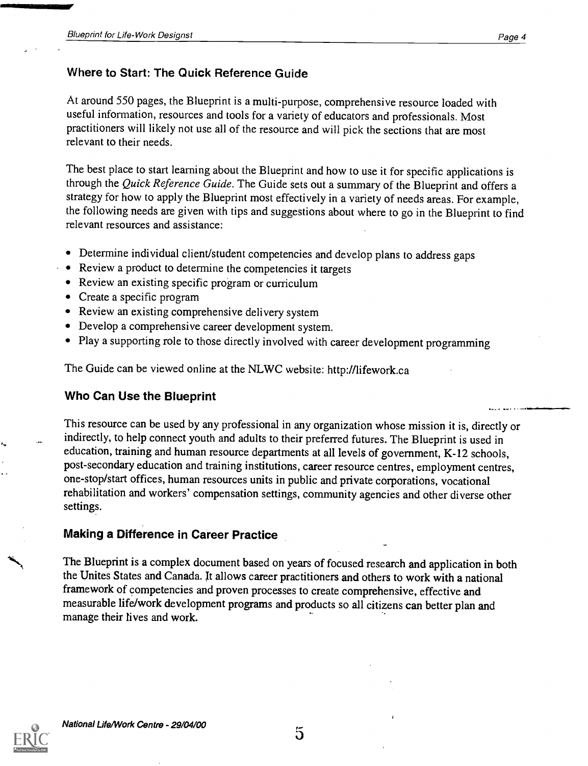## Where to Start: The Quick Reference Guide

At around 550 pages, the Blueprint is a multi-purpose, comprehensive resource loaded with useful information, resources and tools for a variety of educators and professionals. Most practitioners will likely not use all of the resource and will pick the sections that are most relevant to their needs.

The best place to start learning about the Blueprint and how to use it for specific applications is through the *Quick Reference Guide*. The Guide sets out a summary of the Blueprint and offers a strategy for how to apply the Blueprint most effectively in a variety of needs areas. For example, the following needs are given with tips and suggestions about where to go in the Blueprint to find relevant resources and assistance:

- Determine individual client/student competencies and develop plans to address gaps
- Review a product to determine the competencies it targets
- Review an existing specific program or curriculum
- Create a specific program
- Review an existing comprehensive delivery system
- Develop a comprehensive career development system.
- Play a supporting role to those directly involved with career development programming

The Guide can be viewed online at the NLWC website: http://lifework.ca

## Who Can Use the Blueprint

This resource can be used by any professional in any organization whose mission it is, directly or indirectly, to help connect youth and adults to their preferred futures. The Blueprint is used in education, training and human resource departments at all levels of government, K-12 schools, post-secondary education and training institutions, career resource centres, employment centres, one-stop/start offices, human resources units in public and private corporations, vocational rehabilitation and workers' compensation settings, community agencies and other diverse other settings.

## Making a Difference in Career Practice

The Blueprint is a complex document based on years of focused research and application in both the Unites States and Canada. It allows career practitioners and others to work with a national framework of competencies and proven processes to create comprehensive, effective and measurable life/work development programs and products so all citizens can better plan and manage their lives and work.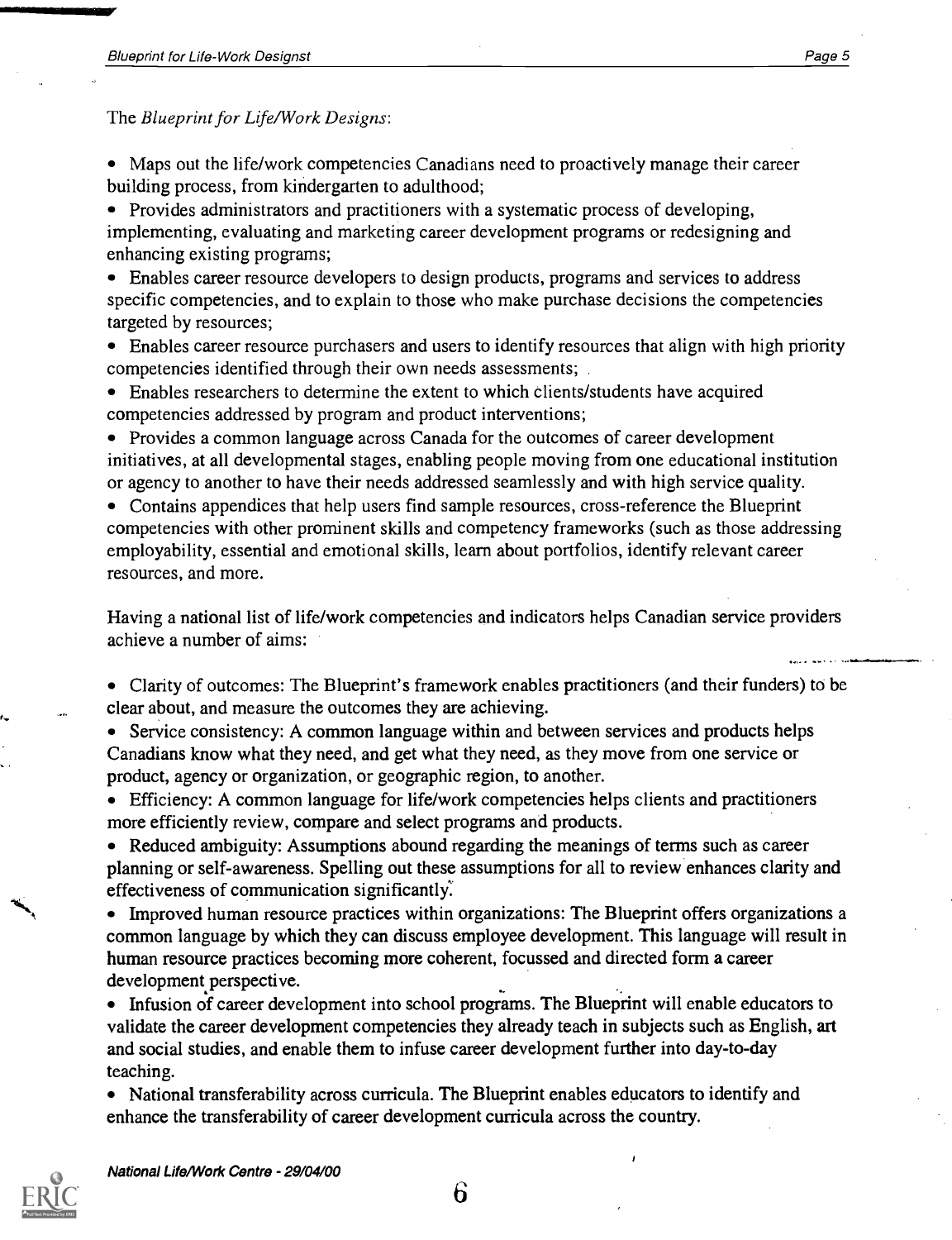The *Blueprint for Life/Work Designs*:

- Maps out the life/work competencies Canadians need to proactively manage their career building process, from kindergarten to adulthood;
- Provides administrators and practitioners with a systematic process of developing, implementing, evaluating and marketing career development programs or redesigning and enhancing existing programs;
- Enables career resource developers to design products, programs and services to address specific competencies, and to explain to those who make purchase decisions the competencies targeted by resources;
- Enables career resource purchasers and users to identify resources that align with high priority competencies identified through their own needs assessments;
- Enables researchers to determine the extent to which clients/students have acquired competencies addressed by program and product interventions;
- Provides a common language across Canada for the outcomes of career development initiatives, at all developmental stages, enabling people moving from one educational institution or agency to another to have their needs addressed seamlessly and with high service quality.
- Contains appendices that help users find sample resources, cross-reference the Blueprint competencies with other prominent skills and competency frameworks (such as those addressing employability, essential and emotional skills, learn about portfolios, identify relevant career resources, and more.

Having a national list of life/work competencies and indicators helps Canadian service providers achieve a number of aims:

- Clarity of outcomes: The Blueprint's framework enables practitioners (and their funders) to be clear about, and measure the outcomes they are achieving.
- Service consistency: A common language within and between services and products helps Canadians know what they need, and get what they need, as they move from one service or product, agency or organization, or geographic region, to another.
- Efficiency: A common language for life/work competencies helps clients and practitioners more efficiently review, compare and select programs and products.
- Reduced ambiguity: Assumptions abound regarding the meanings of terms such as career planning or self-awareness. Spelling out these assumptions for all to review enhances clarity and effectiveness of communication significantly.
- Improved human resource practices within organizations: The Blueprint offers organizations a common language by which they can discuss employee development. This language will result in human resource practices becoming more coherent, focussed and directed form a career development perspective.
- Infusion of career development into school programs. The Blueprint will enable educators to validate the career development competencies they already teach in subjects such as English, art and social studies, and enable them to infuse career development further into day-to-day teaching.
- National transferability across curricula. The Blueprint enables educators to identify and enhance the transferability of career development curricula across the country.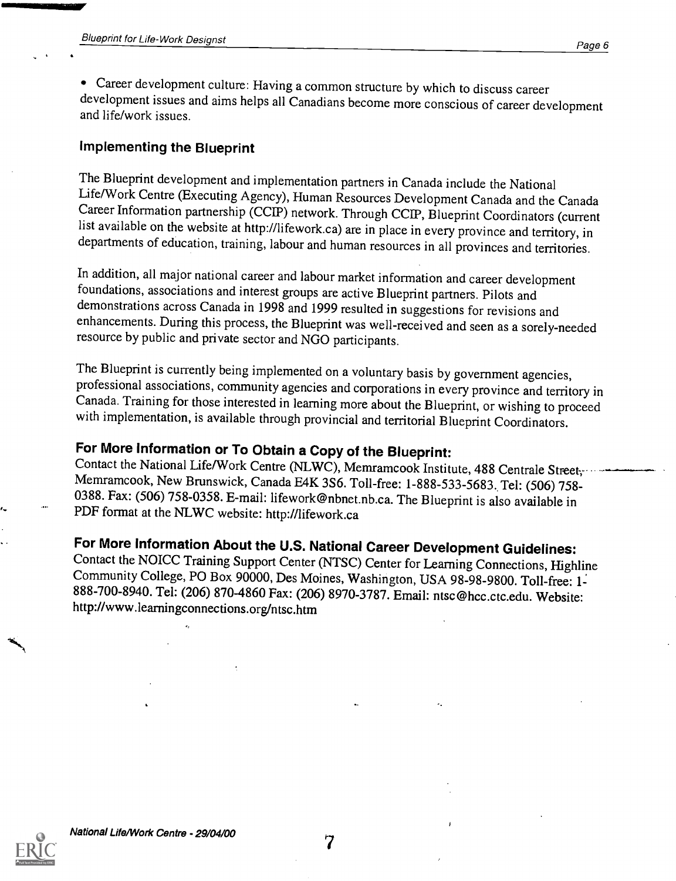- Career development culture: Having a common structure by which to discuss career development issues and aims helps all Canadians become more conscious of career development and life/work issues.

### Implementing the Blueprint

The Blueprint development and implementation partners in Canada include the National Life/Work Centre (Executing Agency), Human Resources Development Canada and the Canada Career Information partnership (CCIP) network. Through CCIP, Blueprint Coordinators (current list available on the website at http://lifework.ca) are in place in every province and territory, in departments of education, training, labour and human resources in all provinces and territories.

In addition, all major national career and labour market information and career development foundations, associations and interest groups are active Blueprint partners. Pilots and demonstrations across Canada in 1998 and 1999 resulted in suggestions for revisions and enhancements. During this process, the Blueprint was well-received and seen as a sorely-needed resource by public and private sector and NGO participants.

The Blueprint is currently being implemented on a voluntary basis by government agencies, professional associations, community agencies and corporations in every province and territory in Canada. Training for those interested in learning more about the Blueprint, or wishing to proceed with implementation, is available through provincial and territorial Blueprint Coordinators.

### For More Information or To Obtain a Copy of the Blueprint:

Contact the National Life/Work Centre (NLWC), Memramcook Institute, 488 Centrale Street, Memramcook, New Brunswick, Canada E4K 3S6. Toll-free: 1-888-533-5683. Tel: (506) 758-0388. Fax: (506) 758-0358. E-mail: lifework@nbnet.nb.ca. The Blueprint is also available in PDF format at the NLWC website: http://lifework.ca

### For More Information About the U.S. National Career Development Guidelines:

Contact the NOICC Training Support Center (NTSC) Center for Learning Connections, Highline Community College, PO Box 90000, Des Moines, Washington, USA 98-98-9800. Toll-free: 1-888-700-8940. Tel: (206) 870-4860 Fax: (206) 8970-3787. Email: ntsc@hcc.ctc.edu. Website: http://www.learningconnections.org/ntsc.htm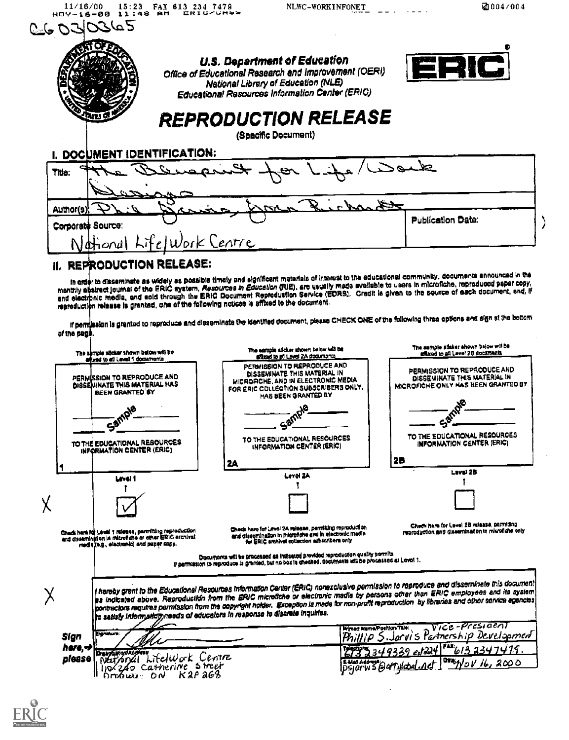CG030365

**U.S. Department of Education**
*Office of Educational Research and Improvement (OERI)*
*National Library of Education (NLE)*
*Educational Resources Information Center (ERIC)*

# REPRODUCTION RELEASE

(Specific Document)

## I. DOCUMENT IDENTIFICATION:

Title: The Blueprint for Life/Work Designs

Author(s): Phil Jarvis, Lorne Richardt

Corporate Source: National Life/Work Centre

Publication Date:

## II. REPRODUCTION RELEASE:

In order to disseminate as widely as possible timely and significant materials of interest to the educational community, documents announced in the monthly abstract journal of the ERIC system, *Resources in Education* (RIE), are usually made available to users in microfiche, reproduced paper copy, and electronic media, and sold through the ERIC Document Reproduction Service (EDRS). Credit is given to the source of each document, and, if reproduction release is granted, one of the following notices is affixed to the document.

If permission is granted to reproduce and disseminate the identified document, please CHECK ONE of the following three options and sign at the bottom of the page.

| The sample sticker shown below will be affixed to all Level 1 documents | The sample sticker shown below will be affixed to all Level 2A documents | The sample sticker shown below will be affixed to all Level 2B documents |
|---|---|---|
| PERMISSION TO REPRODUCE AND DISSEMINATE THIS MATERIAL HAS BEEN GRANTED BY ___ Sample ___ TO THE EDUCATIONAL RESOURCES INFORMATION CENTER (ERIC) | PERMISSION TO REPRODUCE AND DISSEMINATE THIS MATERIAL IN MICROFICHE, AND IN ELECTRONIC MEDIA FOR ERIC COLLECTION SUBSCRIBERS ONLY, HAS BEEN GRANTED BY ___ Sample ___ TO THE EDUCATIONAL RESOURCES INFORMATION CENTER (ERIC) | PERMISSION TO REPRODUCE AND DISSEMINATE THIS MATERIAL IN MICROFICHE ONLY HAS BEEN GRANTED BY ___ Sample ___ TO THE EDUCATIONAL RESOURCES INFORMATION CENTER (ERIC) |
| 1 | 2A | 2B |
| Level 1 | Level 2A | Level 2B |
| X ☑ | ☐ | ☐ |
| Check here for Level 1 release, permitting reproduction and dissemination in microfiche or other ERIC archival media (e.g., electronic) and paper copy. | Check here for Level 2A release, permitting reproduction and dissemination in microfiche and in electronic media for ERIC archival collection subscribers only | Check here for Level 2B release, permitting reproduction and dissemination in microfiche only |

Documents will be processed as indicated provided reproduction quality permits.
If permission to reproduce is granted, but no box is checked, documents will be processed at Level 1.

X I hereby grant to the Educational Resources Information Center (ERIC) nonexclusive permission to reproduce and disseminate this document as indicated above. Reproduction from the ERIC microfiche or electronic media by persons other than ERIC employees and its system contractors requires permission from the copyright holder. Exception is made for non-profit reproduction by libraries and other service agencies to satisfy information needs of educators in response to discrete inquiries.

**Sign here, → please**

Signature: [signature]

Printed Name/Position/Title: Phillip S. Jarvis Vice-President Partnership Development

Organization/Address: National Life/Work Centre, 110-240 Catherine Street, Ottawa ON K2P 2G8

Telephone: 613 2349339 ext224

FAX: 613 2347479

E-Mail Address: psjarvis@attglobal.net

Date: Nov 16, 2000